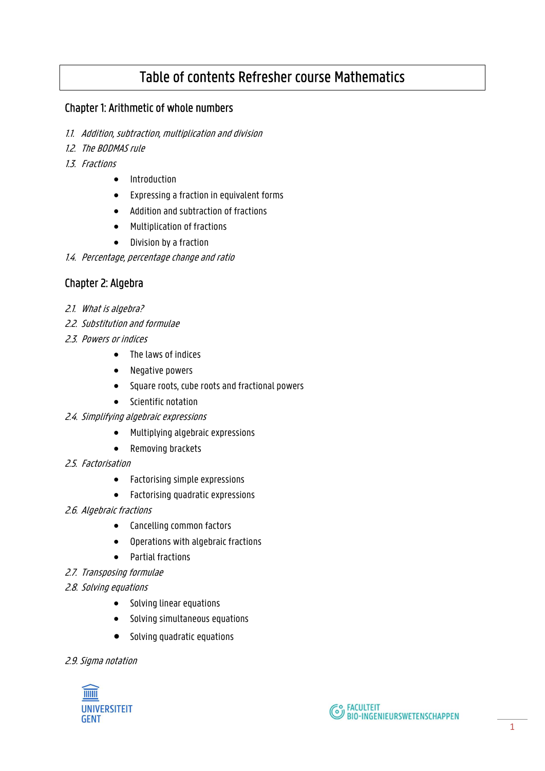# Table of contents Refresher course Mathematics

## Chapter 1: Arithmetic of whole numbers

*1.1. Addition, subtraction, multiplication and division*

*1.2. The BODMAS rule*

*1.3. Fractions*

- Introduction
- Expressing a fraction in equivalent forms
- Addition and subtraction of fractions
- Multiplication of fractions
- Division by a fraction

*1.4. Percentage, percentage change and ratio*

## Chapter 2: Algebra

*2.1. What is algebra?*

*2.2. Substitution and formulae*

*2.3. Powers or indices*

- The laws of indices
- Negative powers
- Square roots, cube roots and fractional powers
- Scientific notation

*2.4. Simplifying algebraic expressions*

- Multiplying algebraic expressions
- Removing brackets

*2.5. Factorisation*

- Factorising simple expressions
- Factorising quadratic expressions

*2.6. Algebraic fractions*

- Cancelling common factors
- Operations with algebraic fractions
- Partial fractions

*2.7. Transposing formulae*

*2.8. Solving equations*

- Solving linear equations
- Solving simultaneous equations
- Solving quadratic equations

*2.9. Sigma notation*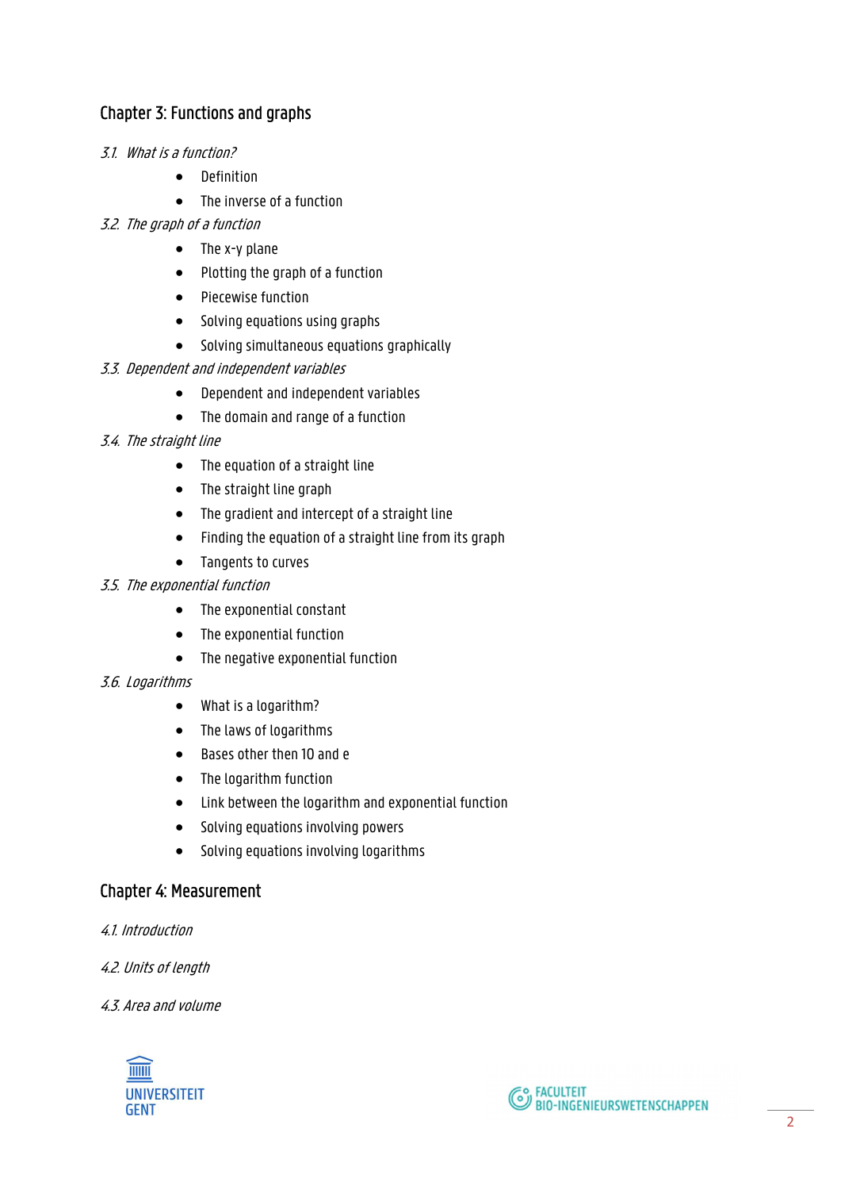## Chapter 3: Functions and graphs

*3.1. What is a function?*

- Definition
- The inverse of a function

*3.2. The graph of a function*

- The x-y plane
- Plotting the graph of a function
- Piecewise function
- Solving equations using graphs
- Solving simultaneous equations graphically

*3.3. Dependent and independent variables*

- Dependent and independent variables
- The domain and range of a function

*3.4. The straight line*

- The equation of a straight line
- The straight line graph
- The gradient and intercept of a straight line
- Finding the equation of a straight line from its graph
- Tangents to curves

*3.5. The exponential function*

- The exponential constant
- The exponential function
- The negative exponential function

*3.6. Logarithms*

- What is a logarithm?
- The laws of logarithms
- Bases other then 10 and e
- The logarithm function
- Link between the logarithm and exponential function
- Solving equations involving powers
- Solving equations involving logarithms

## Chapter 4: Measurement

*4.1. Introduction*

*4.2. Units of length*

*4.3. Area and volume*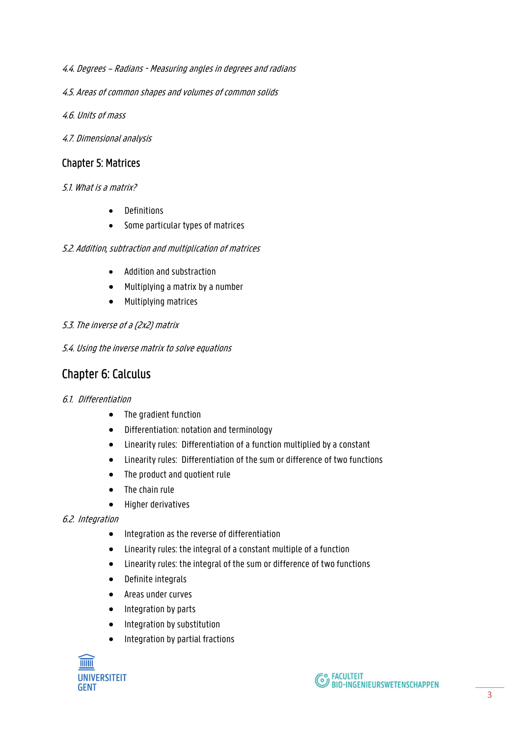*4.4. Degrees – Radians - Measuring angles in degrees and radians*

*4.5. Areas of common shapes and volumes of common solids*

*4.6. Units of mass*

*4.7. Dimensional analysis*

## Chapter 5: Matrices

*5.1. What is a matrix?*

- Definitions
- Some particular types of matrices

*5.2. Addition, subtraction and multiplication of matrices*

- Addition and substraction
- Multiplying a matrix by a number
- Multiplying matrices

*5.3. The inverse of a (2x2) matrix*

*5.4. Using the inverse matrix to solve equations*

## Chapter 6: Calculus

*6.1. Differentiation*

- The gradient function
- Differentiation: notation and terminology
- Linearity rules: Differentiation of a function multiplied by a constant
- Linearity rules: Differentiation of the sum or difference of two functions
- The product and quotient rule
- The chain rule
- Higher derivatives

*6.2. Integration*

- Integration as the reverse of differentiation
- Linearity rules: the integral of a constant multiple of a function
- Linearity rules: the integral of the sum or difference of two functions
- Definite integrals
- Areas under curves
- Integration by parts
- Integration by substitution
- Integration by partial fractions